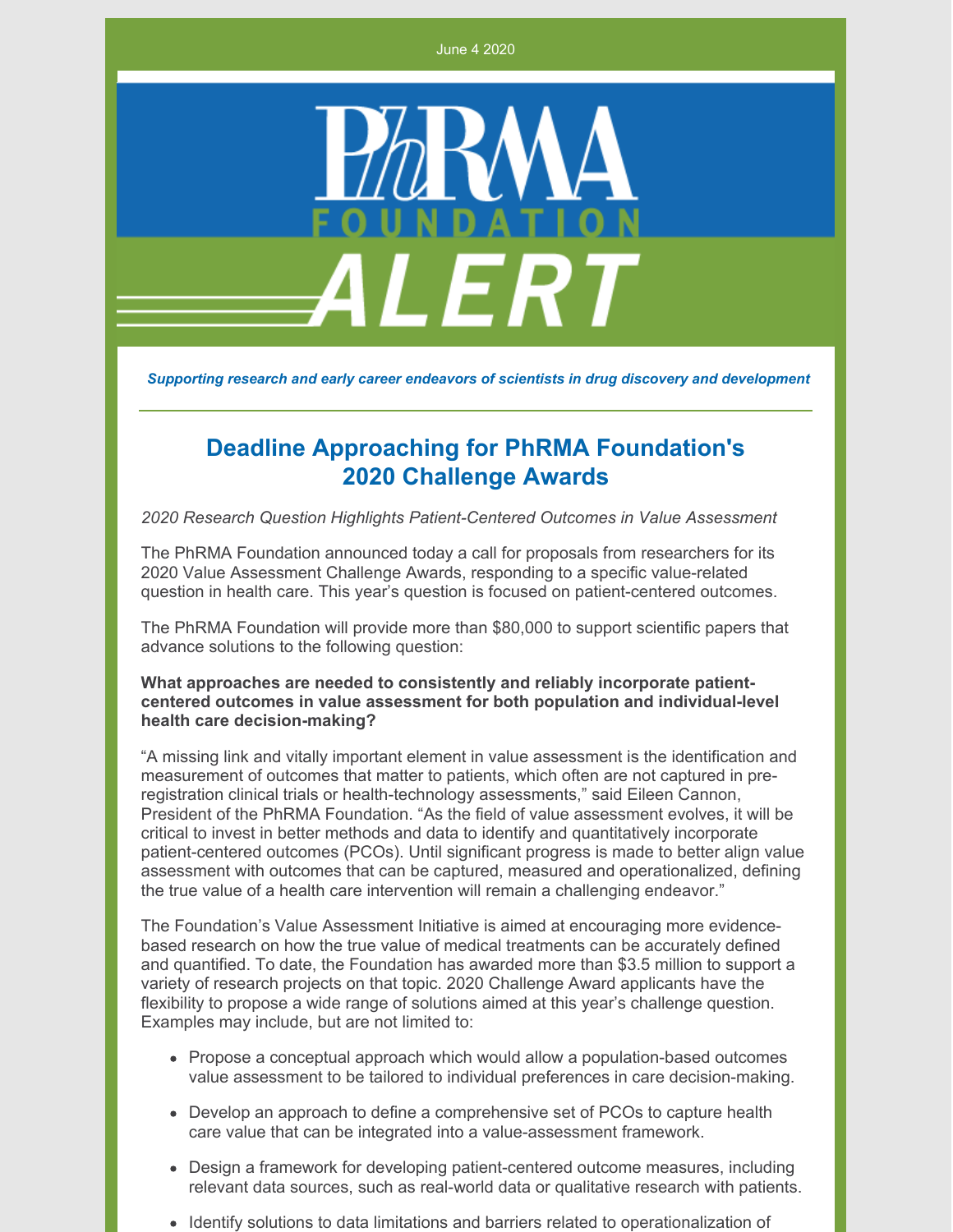June 4 2020

PhRMA FOUNDATION ALERT

*Supporting research and early career endeavors of scientists in drug discovery and development*

## Deadline Approaching for PhRMA Foundation's 2020 Challenge Awards

*2020 Research Question Highlights Patient-Centered Outcomes in Value Assessment*

The PhRMA Foundation announced today a call for proposals from researchers for its 2020 Value Assessment Challenge Awards, responding to a specific value-related question in health care. This year's question is focused on patient-centered outcomes.

The PhRMA Foundation will provide more than $80,000 to support scientific papers that advance solutions to the following question:

**What approaches are needed to consistently and reliably incorporate patient-centered outcomes in value assessment for both population and individual-level health care decision-making?**

"A missing link and vitally important element in value assessment is the identification and measurement of outcomes that matter to patients, which often are not captured in pre-registration clinical trials or health-technology assessments," said Eileen Cannon, President of the PhRMA Foundation. "As the field of value assessment evolves, it will be critical to invest in better methods and data to identify and quantitatively incorporate patient-centered outcomes (PCOs). Until significant progress is made to better align value assessment with outcomes that can be captured, measured and operationalized, defining the true value of a health care intervention will remain a challenging endeavor."

The Foundation's Value Assessment Initiative is aimed at encouraging more evidence-based research on how the true value of medical treatments can be accurately defined and quantified. To date, the Foundation has awarded more than $3.5 million to support a variety of research projects on that topic. 2020 Challenge Award applicants have the flexibility to propose a wide range of solutions aimed at this year's challenge question. Examples may include, but are not limited to:

- Propose a conceptual approach which would allow a population-based outcomes value assessment to be tailored to individual preferences in care decision-making.
- Develop an approach to define a comprehensive set of PCOs to capture health care value that can be integrated into a value-assessment framework.
- Design a framework for developing patient-centered outcome measures, including relevant data sources, such as real-world data or qualitative research with patients.
- Identify solutions to data limitations and barriers related to operationalization of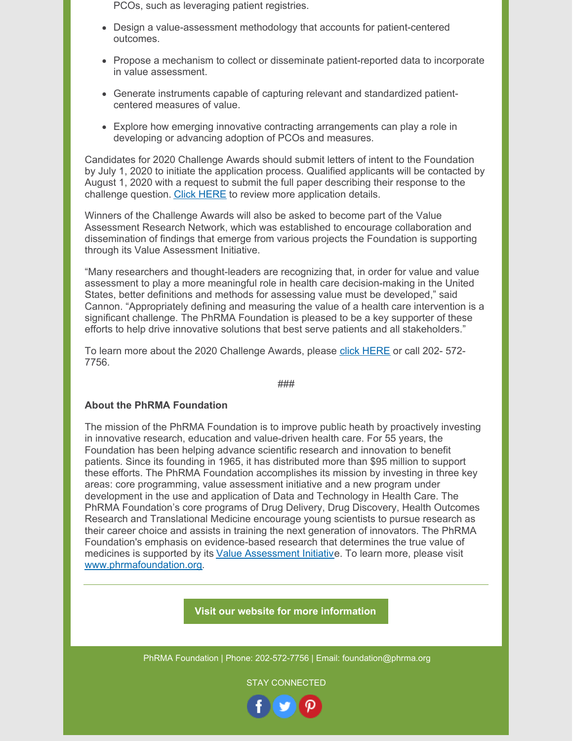PCOs, such as leveraging patient registries.

- Design a value-assessment methodology that accounts for patient-centered outcomes.
- Propose a mechanism to collect or disseminate patient-reported data to incorporate in value assessment.
- Generate instruments capable of capturing relevant and standardized patient-centered measures of value.
- Explore how emerging innovative contracting arrangements can play a role in developing or advancing adoption of PCOs and measures.

Candidates for 2020 Challenge Awards should submit letters of intent to the Foundation by July 1, 2020 to initiate the application process. Qualified applicants will be contacted by August 1, 2020 with a request to submit the full paper describing their response to the challenge question. Click HERE to review more application details.

Winners of the Challenge Awards will also be asked to become part of the Value Assessment Research Network, which was established to encourage collaboration and dissemination of findings that emerge from various projects the Foundation is supporting through its Value Assessment Initiative.

"Many researchers and thought-leaders are recognizing that, in order for value and value assessment to play a more meaningful role in health care decision-making in the United States, better definitions and methods for assessing value must be developed," said Cannon. "Appropriately defining and measuring the value of a health care intervention is a significant challenge. The PhRMA Foundation is pleased to be a key supporter of these efforts to help drive innovative solutions that best serve patients and all stakeholders."

To learn more about the 2020 Challenge Awards, please click HERE or call 202- 572-7756.

###

**About the PhRMA Foundation**

The mission of the PhRMA Foundation is to improve public heath by proactively investing in innovative research, education and value-driven health care. For 55 years, the Foundation has been helping advance scientific research and innovation to benefit patients. Since its founding in 1965, it has distributed more than $95 million to support these efforts. The PhRMA Foundation accomplishes its mission by investing in three key areas: core programming, value assessment initiative and a new program under development in the use and application of Data and Technology in Health Care. The PhRMA Foundation's core programs of Drug Delivery, Drug Discovery, Health Outcomes Research and Translational Medicine encourage young scientists to pursue research as their career choice and assists in training the next generation of innovators. The PhRMA Foundation's emphasis on evidence-based research that determines the true value of medicines is supported by its Value Assessment Initiative. To learn more, please visit www.phrmafoundation.org.

---

**Visit our website for more information**

PhRMA Foundation | Phone: 202-572-7756 | Email: foundation@phrma.org

STAY CONNECTED